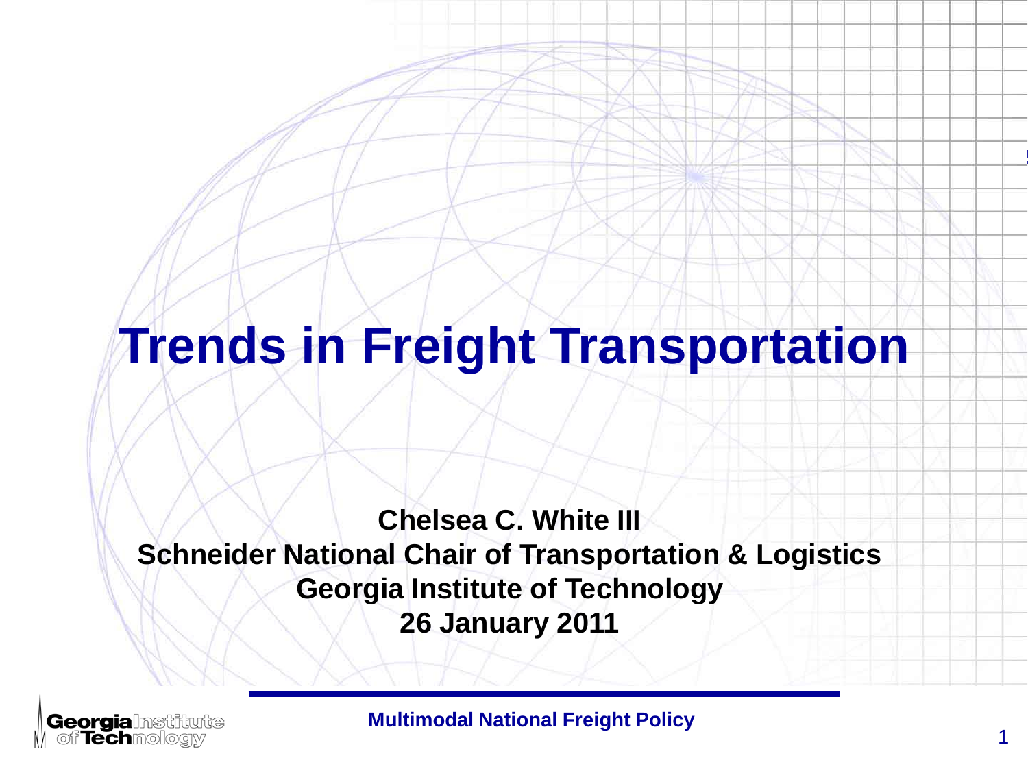# Trends in Freight Transportation

**Chelsea C. White III**
**Schneider National Chair of Transportation & Logistics**
**Georgia Institute of Technology**
**26 January 2011**

**Multimodal National Freight Policy**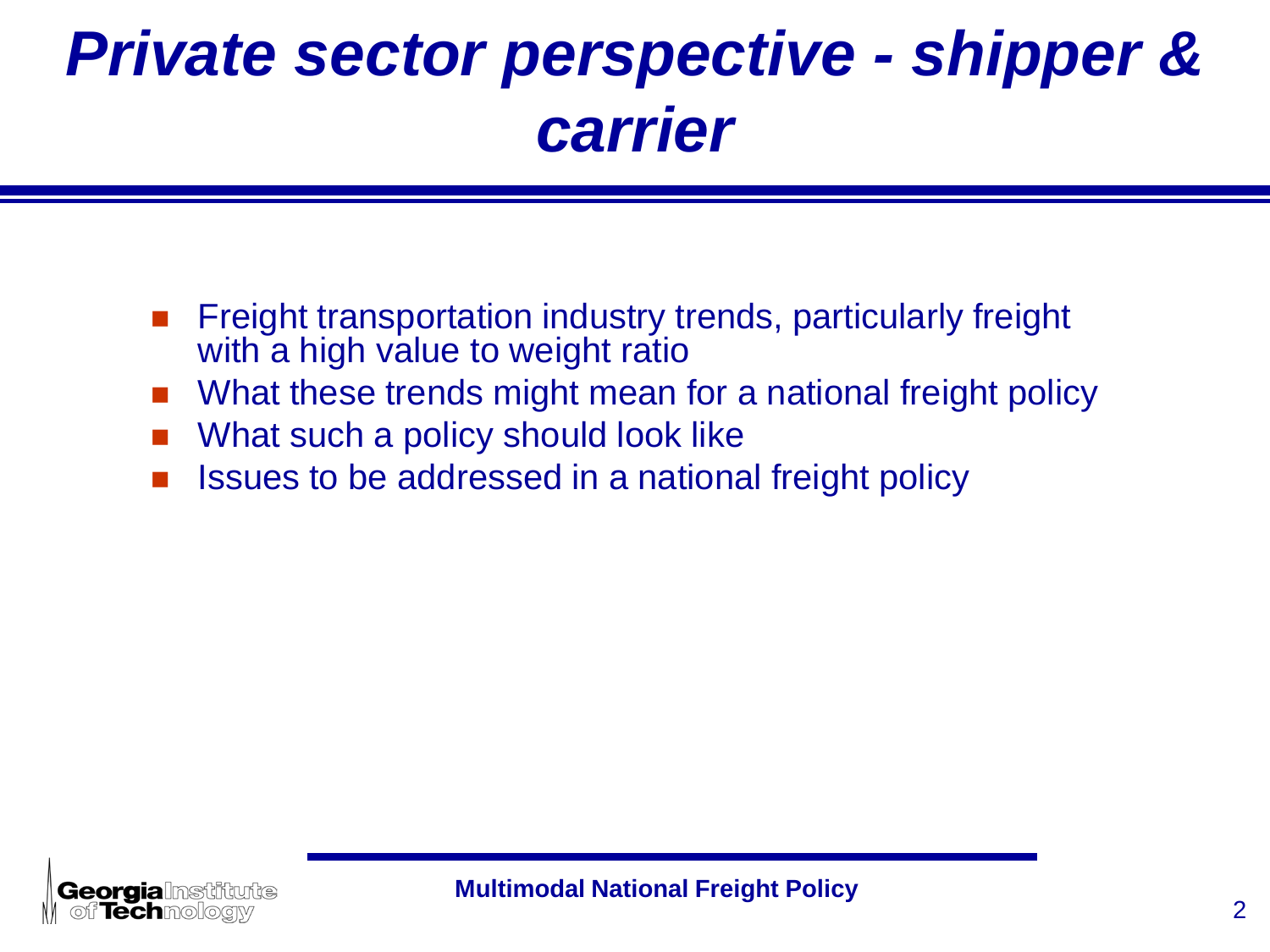# *Private sector perspective - shipper & carrier*

- Freight transportation industry trends, particularly freight with a high value to weight ratio
- What these trends might mean for a national freight policy
- What such a policy should look like
- Issues to be addressed in a national freight policy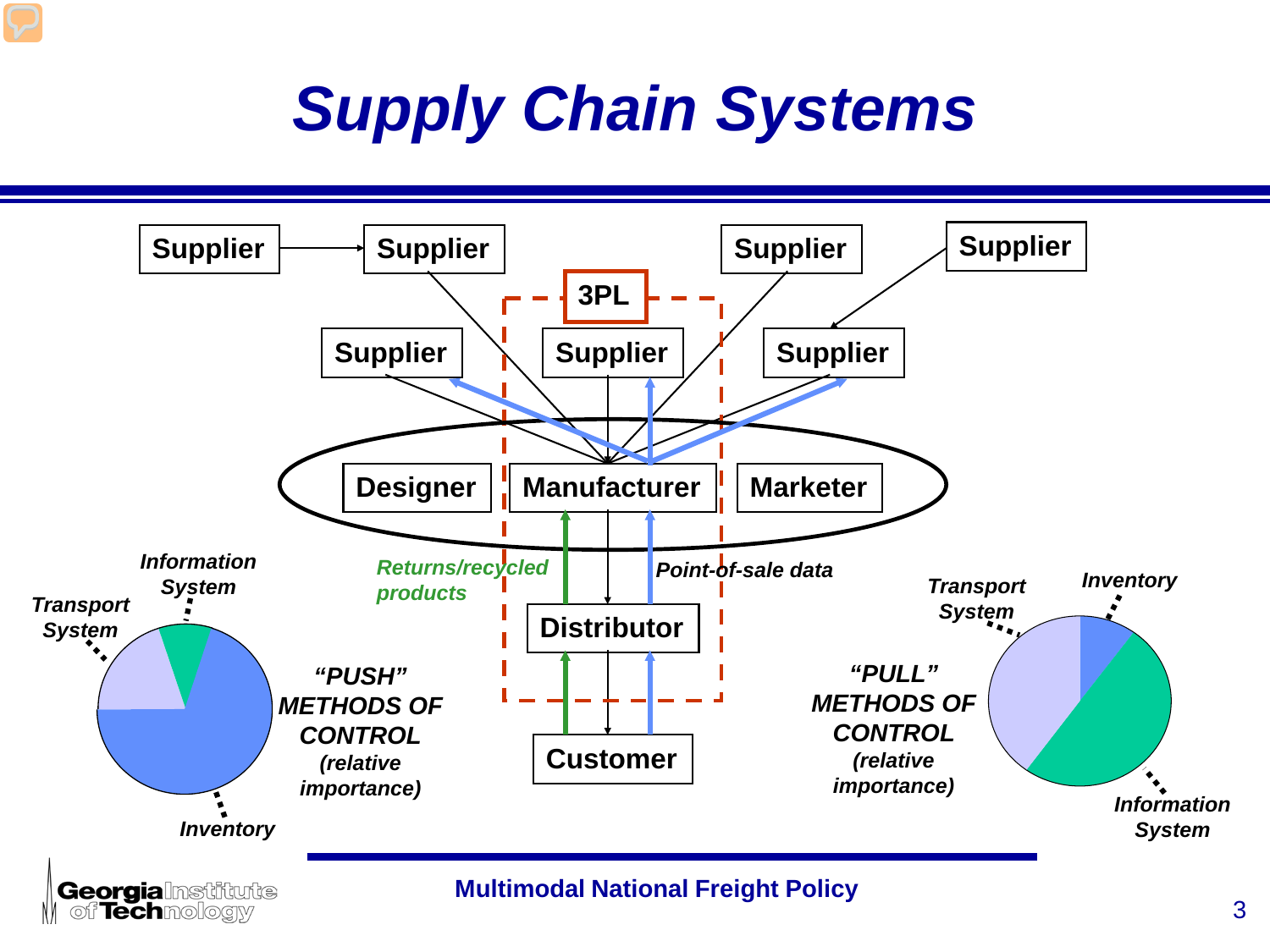# Supply Chain Systems

Supplier

Supplier

Supplier

Supplier

3PL

Supplier

Supplier

Supplier

Designer

Manufacturer

Marketer

*Returns/recycled products*

*Point-of-sale data*

Distributor

Customer

*Information System*

*Transport System*

*Inventory*

*"PUSH" METHODS OF CONTROL (relative importance)*

*Transport System*

*Inventory*

*Information System*

*"PULL" METHODS OF CONTROL (relative importance)*

Multimodal National Freight Policy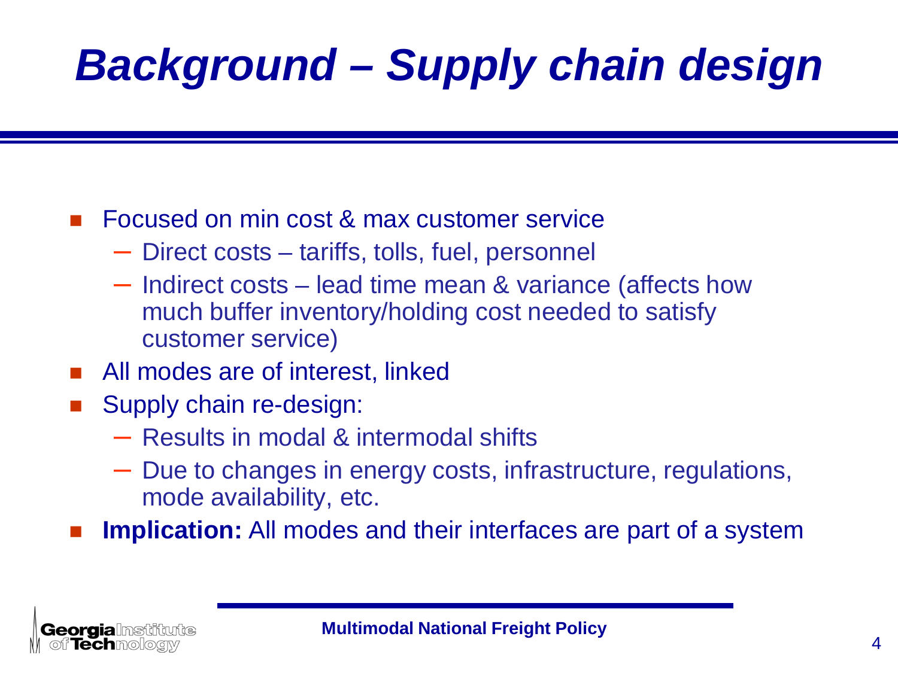# *Background – Supply chain design*

- Focused on min cost & max customer service
  - Direct costs – tariffs, tolls, fuel, personnel
  - Indirect costs – lead time mean & variance (affects how much buffer inventory/holding cost needed to satisfy customer service)
- All modes are of interest, linked
- Supply chain re-design:
  - Results in modal & intermodal shifts
  - Due to changes in energy costs, infrastructure, regulations, mode availability, etc.
- **Implication:** All modes and their interfaces are part of a system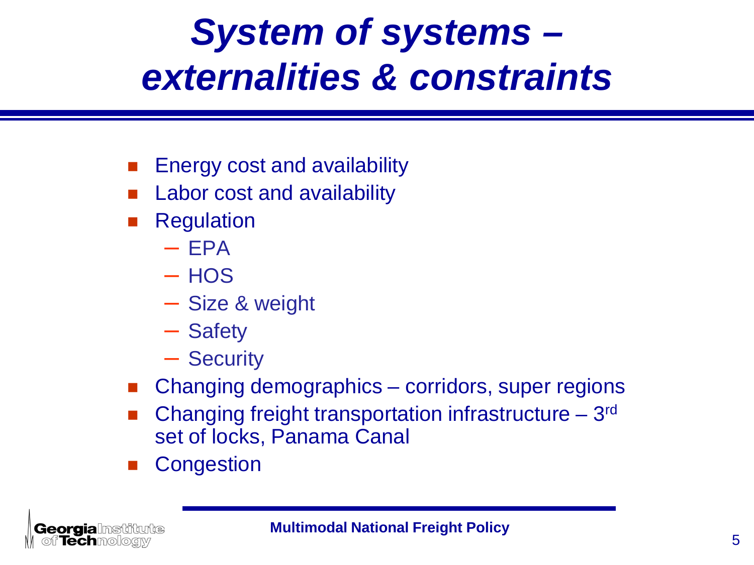# *System of systems – externalities & constraints*

- Energy cost and availability
- Labor cost and availability
- Regulation
  - EPA
  - HOS
  - Size & weight
  - Safety
  - Security
- Changing demographics – corridors, super regions
- Changing freight transportation infrastructure – 3rd set of locks, Panama Canal
- Congestion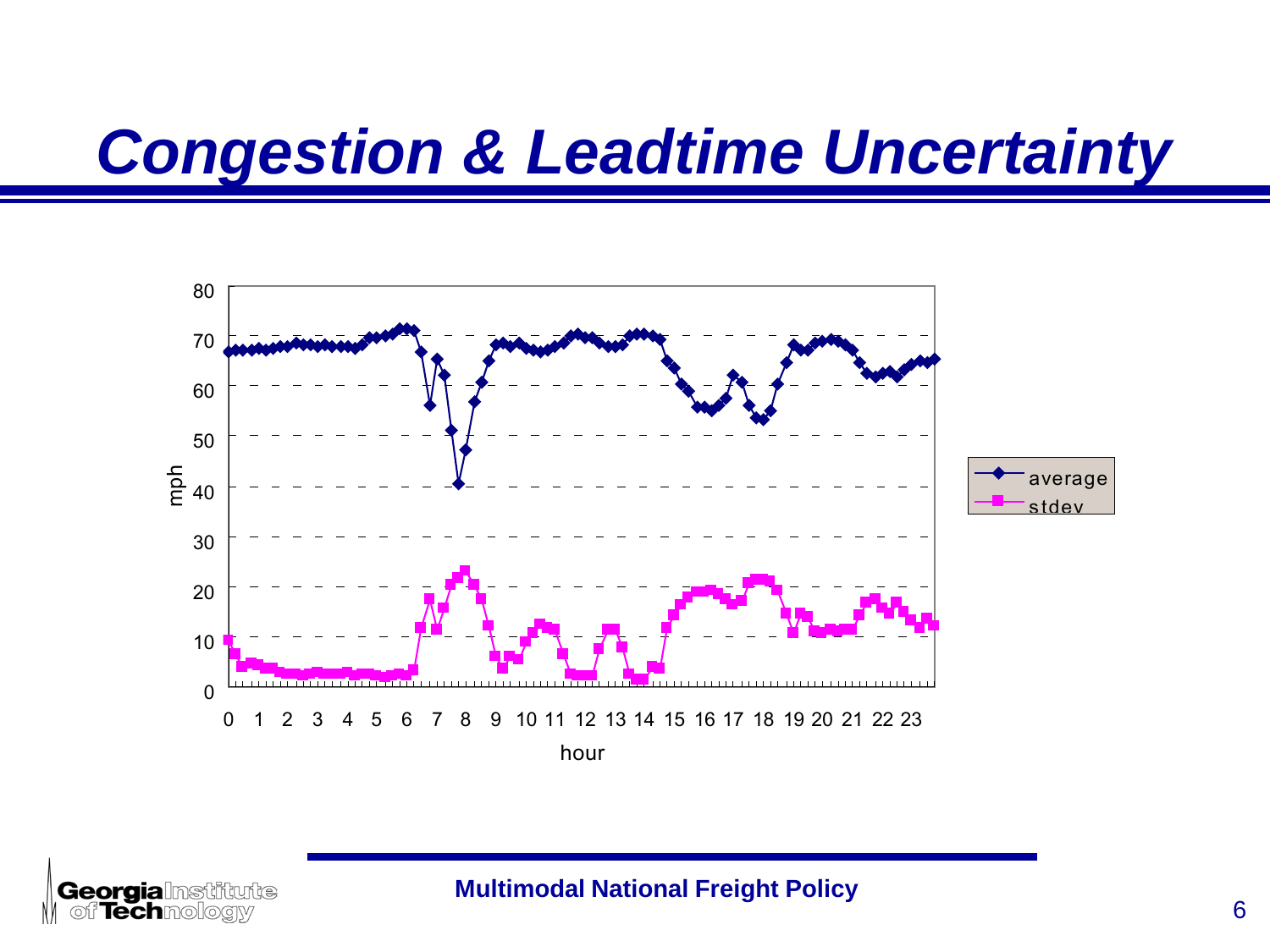# *Congestion & Leadtime Uncertainty*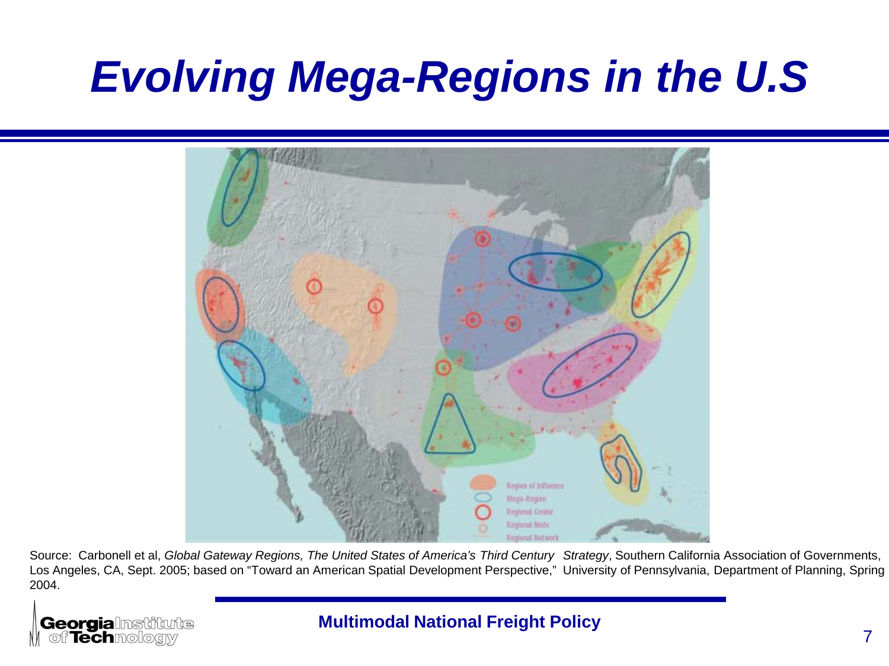# Evolving Mega-Regions in the U.S

Region of Influence
Mega-Region
Regional Center
Regional Node
Regional Network

Source: Carbonell et al, *Global Gateway Regions, The United States of America's Third Century Strategy*, Southern California Association of Governments, Los Angeles, CA, Sept. 2005; based on "Toward an American Spatial Development Perspective," University of Pennsylvania, Department of Planning, Spring 2004.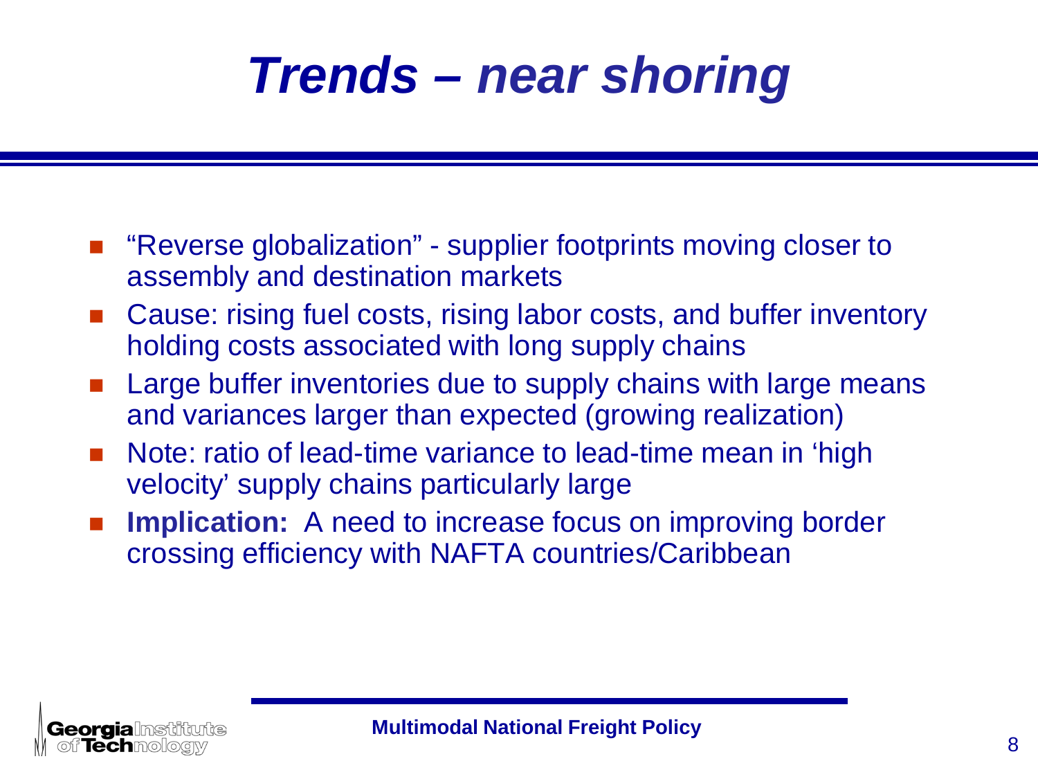# *Trends – near shoring*

- "Reverse globalization" - supplier footprints moving closer to assembly and destination markets
- Cause: rising fuel costs, rising labor costs, and buffer inventory holding costs associated with long supply chains
- Large buffer inventories due to supply chains with large means and variances larger than expected (growing realization)
- Note: ratio of lead-time variance to lead-time mean in 'high velocity' supply chains particularly large
- **Implication:** A need to increase focus on improving border crossing efficiency with NAFTA countries/Caribbean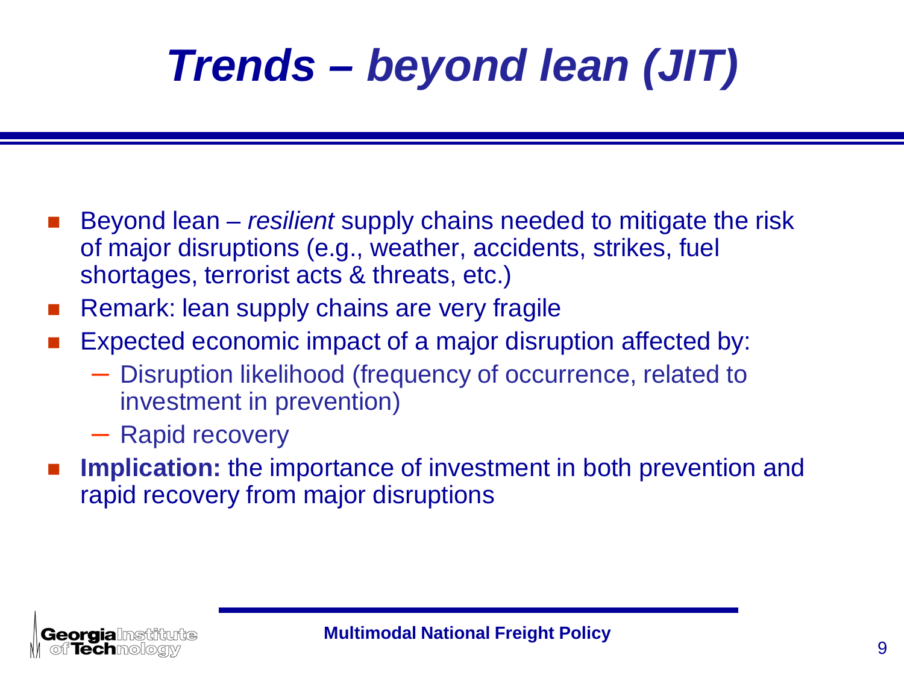# *Trends – beyond lean (JIT)*

- Beyond lean – *resilient* supply chains needed to mitigate the risk of major disruptions (e.g., weather, accidents, strikes, fuel shortages, terrorist acts & threats, etc.)
- Remark: lean supply chains are very fragile
- Expected economic impact of a major disruption affected by:
  - Disruption likelihood (frequency of occurrence, related to investment in prevention)
  - Rapid recovery
- **Implication:** the importance of investment in both prevention and rapid recovery from major disruptions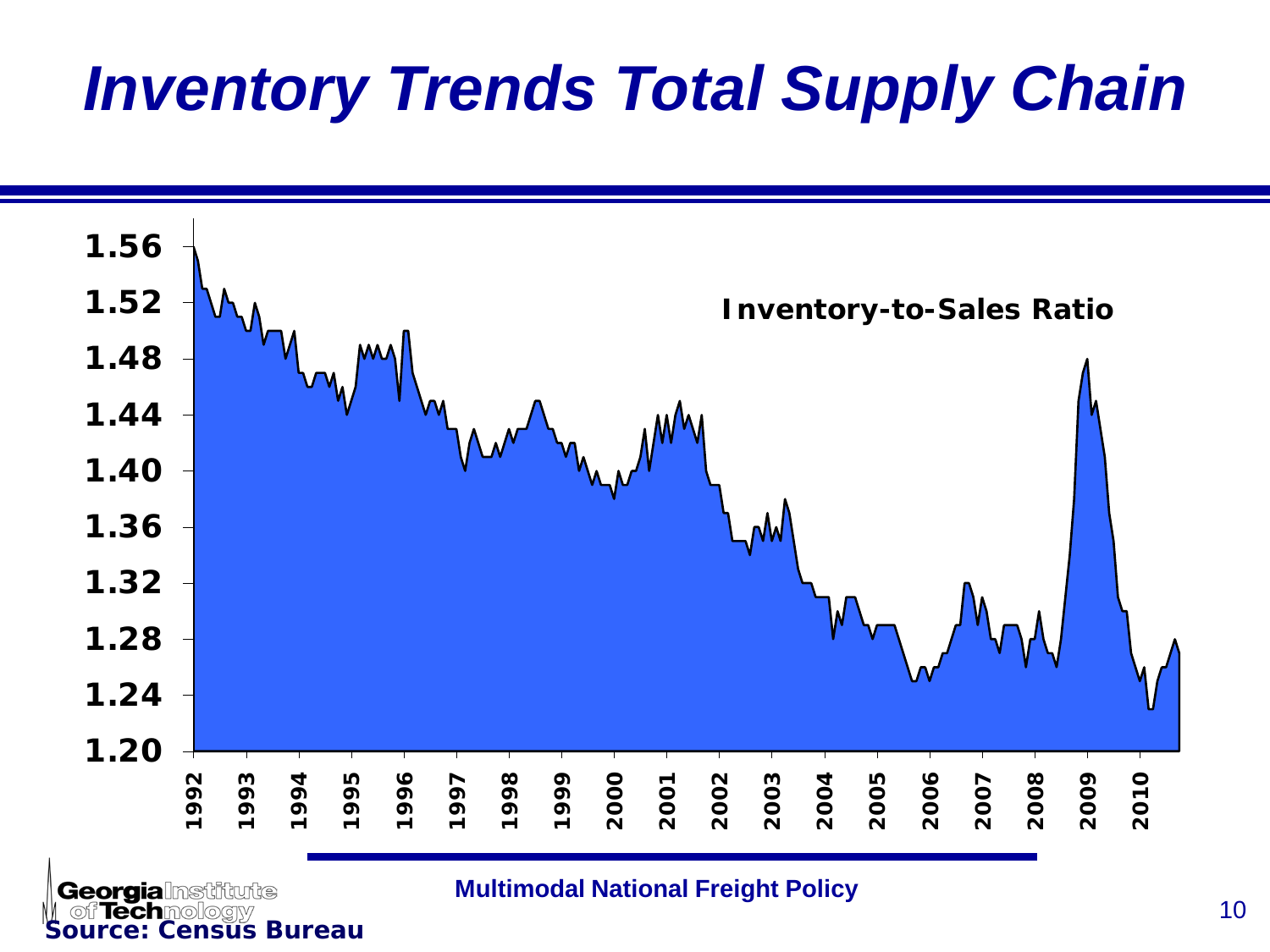# Inventory Trends Total Supply Chain

Inventory-to-Sales Ratio

1.56
1.52
1.48
1.44
1.40
1.36
1.32
1.28
1.24
1.20

1992 1993 1994 1995 1996 1997 1998 1999 2000 2001 2002 2003 2004 2005 2006 2007 2008 2009 2010

Source: Census Bureau

Multimodal National Freight Policy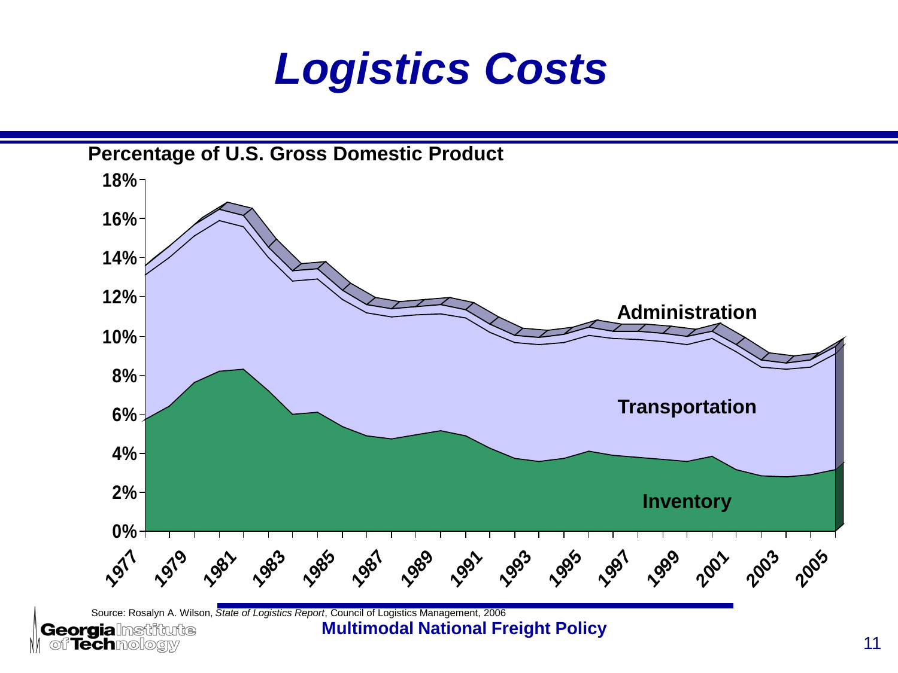# Logistics Costs

**Percentage of U.S. Gross Domestic Product**

18%
16%
14%
12%
10%
8%
6%
4%
2%
0%

1977 1979 1981 1983 1985 1987 1989 1991 1993 1995 1997 1999 2001 2003 2005

**Administration**

**Transportation**

**Inventory**

Source: Rosalyn A. Wilson, *State of Logistics Report*, Council of Logistics Management, 2006

**Multimodal National Freight Policy**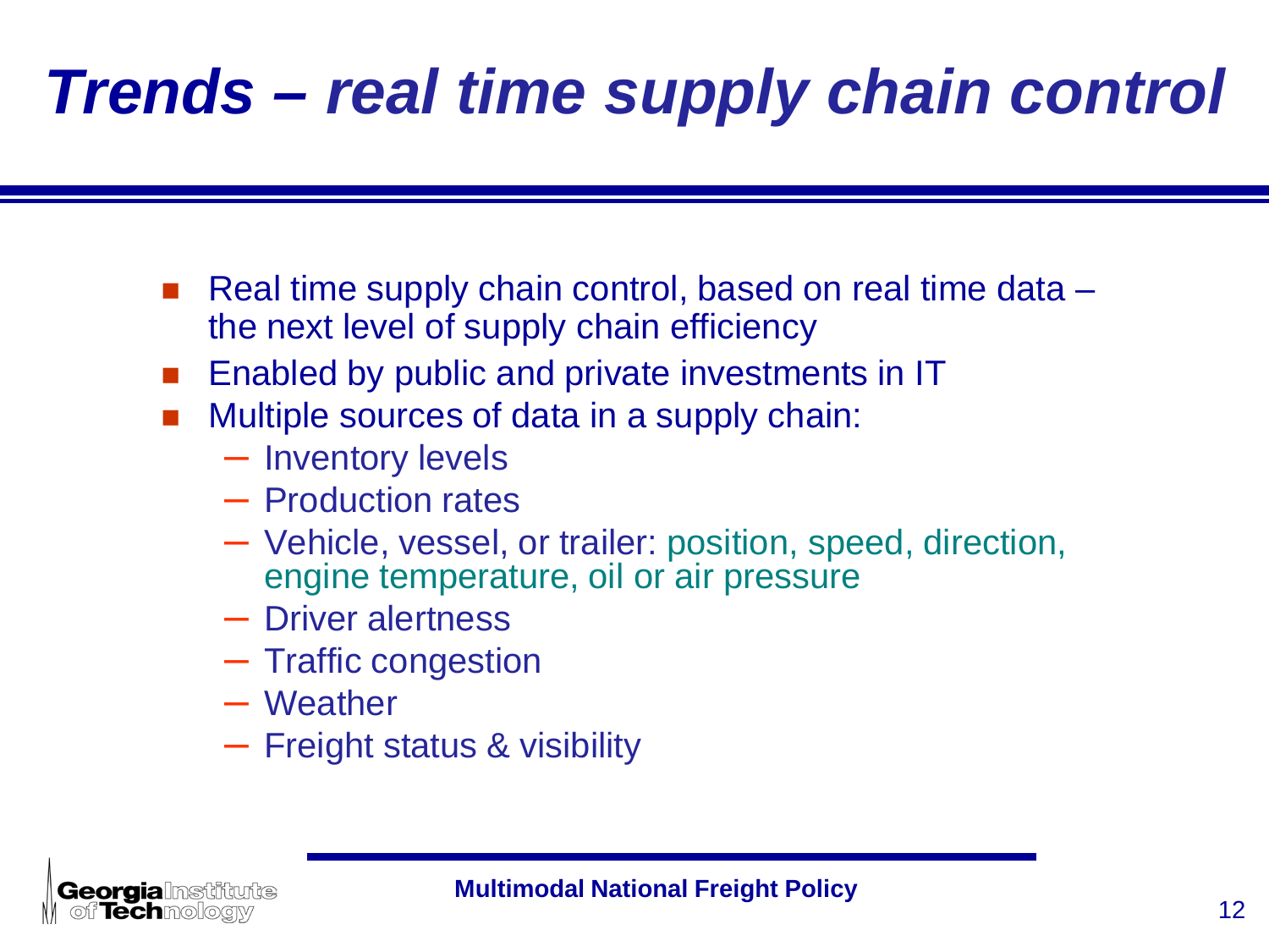# *Trends – real time supply chain control*

- Real time supply chain control, based on real time data – the next level of supply chain efficiency
- Enabled by public and private investments in IT
- Multiple sources of data in a supply chain:
  - Inventory levels
  - Production rates
  - Vehicle, vessel, or trailer: position, speed, direction, engine temperature, oil or air pressure
  - Driver alertness
  - Traffic congestion
  - Weather
  - Freight status & visibility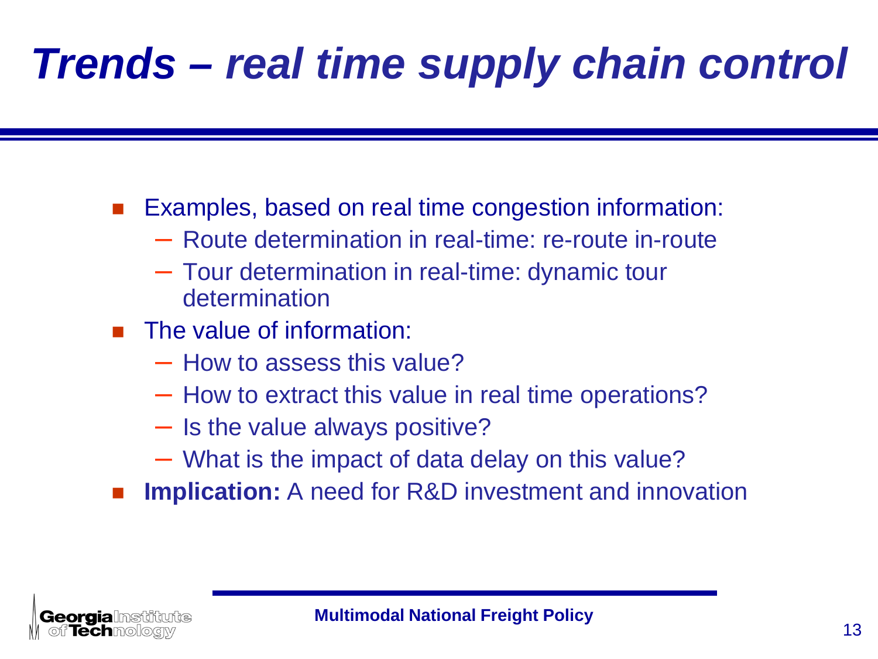# *Trends – real time supply chain control*

- Examples, based on real time congestion information:
  - Route determination in real-time: re-route in-route
  - Tour determination in real-time: dynamic tour determination
- The value of information:
  - How to assess this value?
  - How to extract this value in real time operations?
  - Is the value always positive?
  - What is the impact of data delay on this value?
- **Implication:** A need for R&D investment and innovation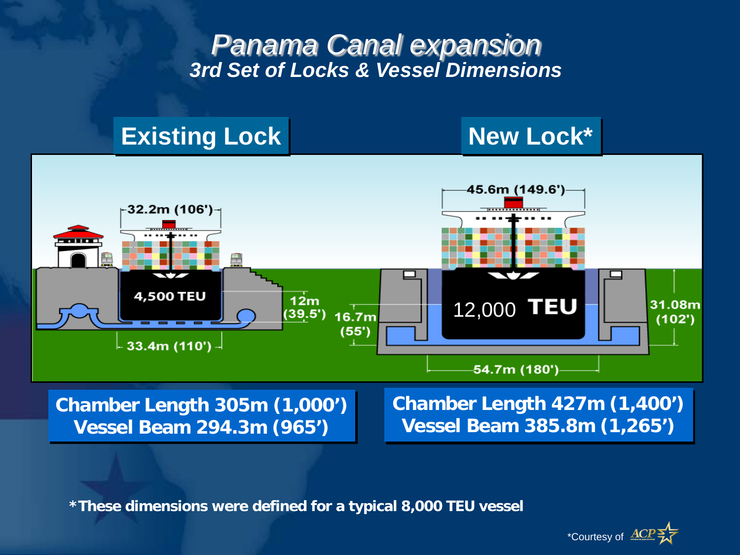# *Panama Canal expansion*

## *3rd Set of Locks & Vessel Dimensions*

**Existing Lock**

32.2m (106')

4,500 TEU

12m (39.5')

33.4m (110')

**New Lock***

45.6m (149.6')

16.7m (55')

12,000 TEU

31.08m (102')

54.7m (180')

**Chamber Length 305m (1,000')**
**Vessel Beam 294.3m (965')**

**Chamber Length 427m (1,400')**
**Vessel Beam 385.8m (1,265')**

***These dimensions were defined for a typical 8,000 TEU vessel**

*Courtesy of ACP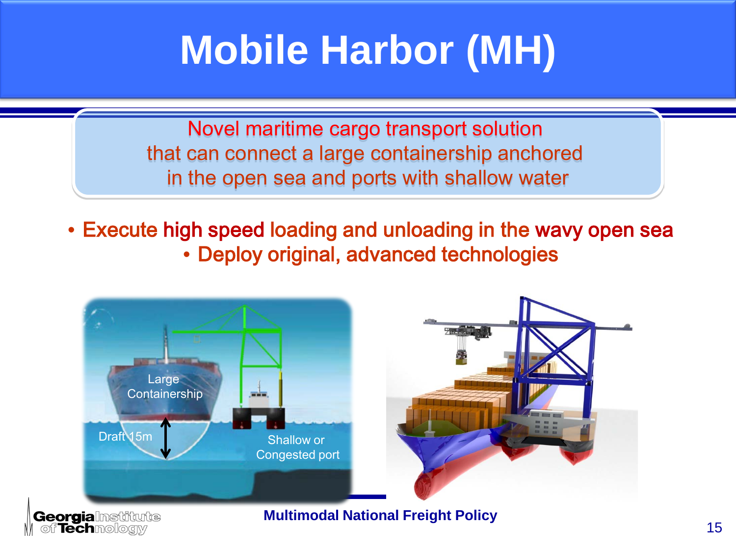# Mobile Harbor (MH)

Novel maritime cargo transport solution that can connect a large containership anchored in the open sea and ports with shallow water

- Execute high speed loading and unloading in the wavy open sea
- Deploy original, advanced technologies

Large Containership

Draft 15m

Shallow or Congested port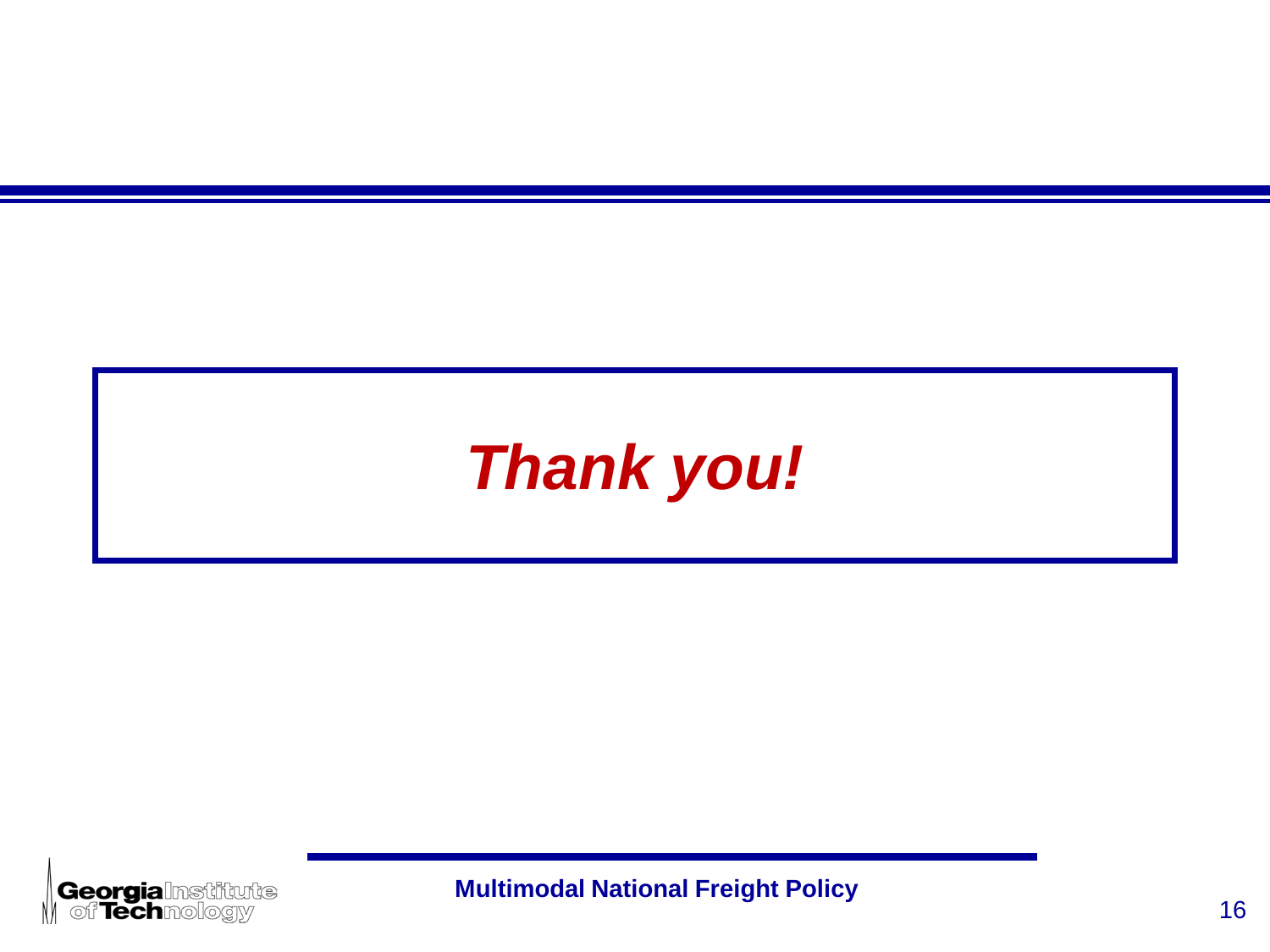***Thank you!***